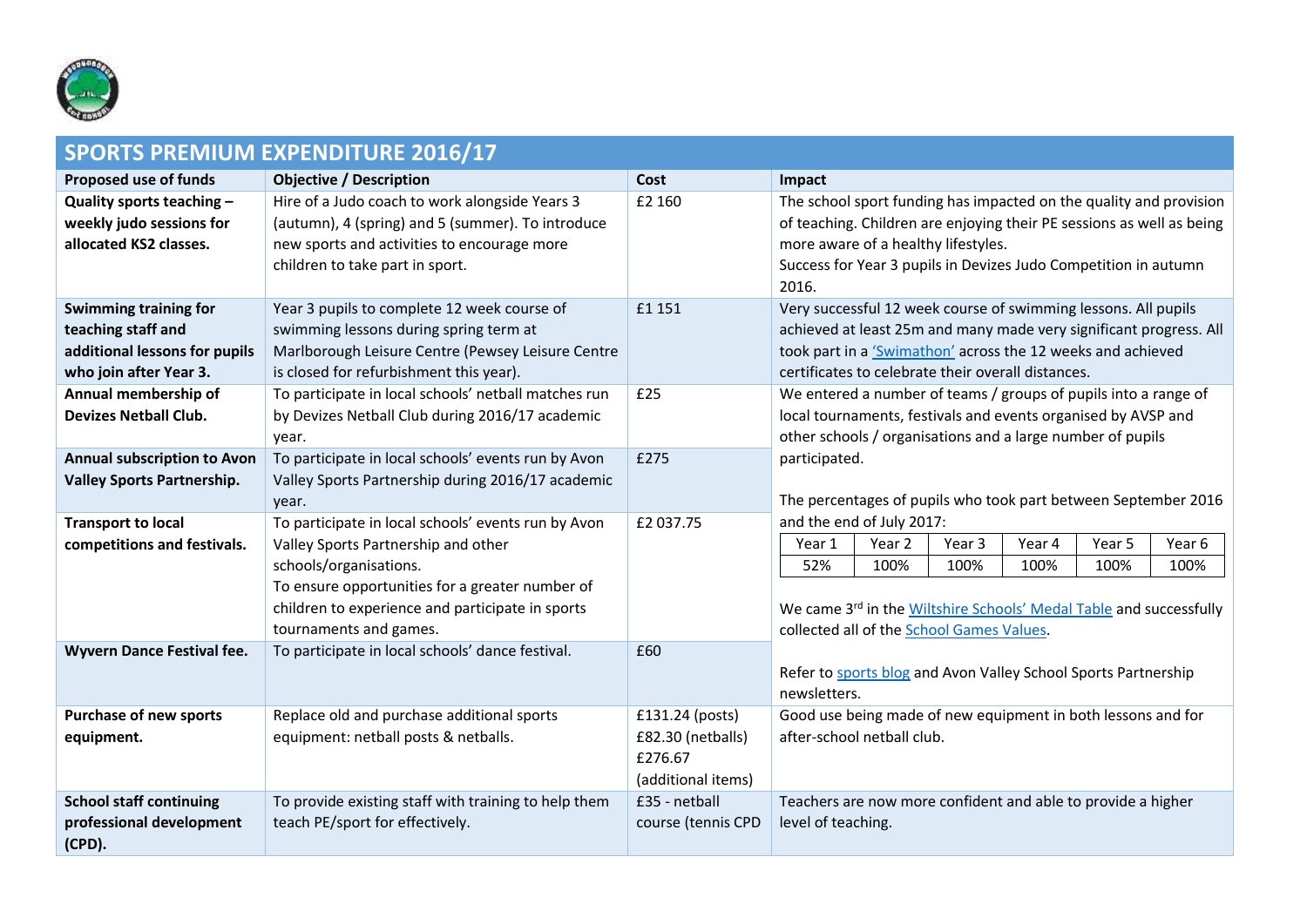## SPORTS PREMIUM EXPENDITURE 2016/17

| Proposed use of funds | Objective / Description | Cost | Impact |
|---|---|---|---|
| **Quality sports teaching – weekly judo sessions for allocated KS2 classes.** | Hire of a Judo coach to work alongside Years 3 (autumn), 4 (spring) and 5 (summer). To introduce new sports and activities to encourage more children to take part in sport. | £2 160 | The school sport funding has impacted on the quality and provision of teaching. Children are enjoying their PE sessions as well as being more aware of a healthy lifestyles.<br>Success for Year 3 pupils in Devizes Judo Competition in autumn 2016. |
| **Swimming training for teaching staff and additional lessons for pupils who join after Year 3.** | Year 3 pupils to complete 12 week course of swimming lessons during spring term at Marlborough Leisure Centre (Pewsey Leisure Centre is closed for refurbishment this year). | £1 151 | Very successful 12 week course of swimming lessons. All pupils achieved at least 25m and many made very significant progress. All took part in a 'Swimathon' across the 12 weeks and achieved certificates to celebrate their overall distances. |
| **Annual membership of Devizes Netball Club.** | To participate in local schools' netball matches run by Devizes Netball Club during 2016/17 academic year. | £25 | We entered a number of teams / groups of pupils into a range of local tournaments, festivals and events organised by AVSP and other schools / organisations and a large number of pupils participated.<br><br>The percentages of pupils who took part between September 2016 and the end of July 2017:<br>Year 1: 52% ; Year 2: 100% ; Year 3: 100% ; Year 4: 100% ; Year 5: 100% ; Year 6: 100%<br><br>We came 3rd in the Wiltshire Schools' Medal Table and successfully collected all of the School Games Values.<br><br>Refer to sports blog and Avon Valley School Sports Partnership newsletters. |
| **Annual subscription to Avon Valley Sports Partnership.** | To participate in local schools' events run by Avon Valley Sports Partnership during 2016/17 academic year. | £275 | |
| **Transport to local competitions and festivals.** | To participate in local schools' events run by Avon Valley Sports Partnership and other schools/organisations.<br>To ensure opportunities for a greater number of children to experience and participate in sports tournaments and games. | £2 037.75 | |
| **Wyvern Dance Festival fee.** | To participate in local schools' dance festival. | £60 | |
| **Purchase of new sports equipment.** | Replace old and purchase additional sports equipment: netball posts & netballs. | £131.24 (posts)<br>£82.30 (netballs)<br>£276.67 (additional items) | Good use being made of new equipment in both lessons and for after-school netball club. |
| **School staff continuing professional development (CPD).** | To provide existing staff with training to help them teach PE/sport for effectively. | £35 - netball course (tennis CPD | Teachers are now more confident and able to provide a higher level of teaching. |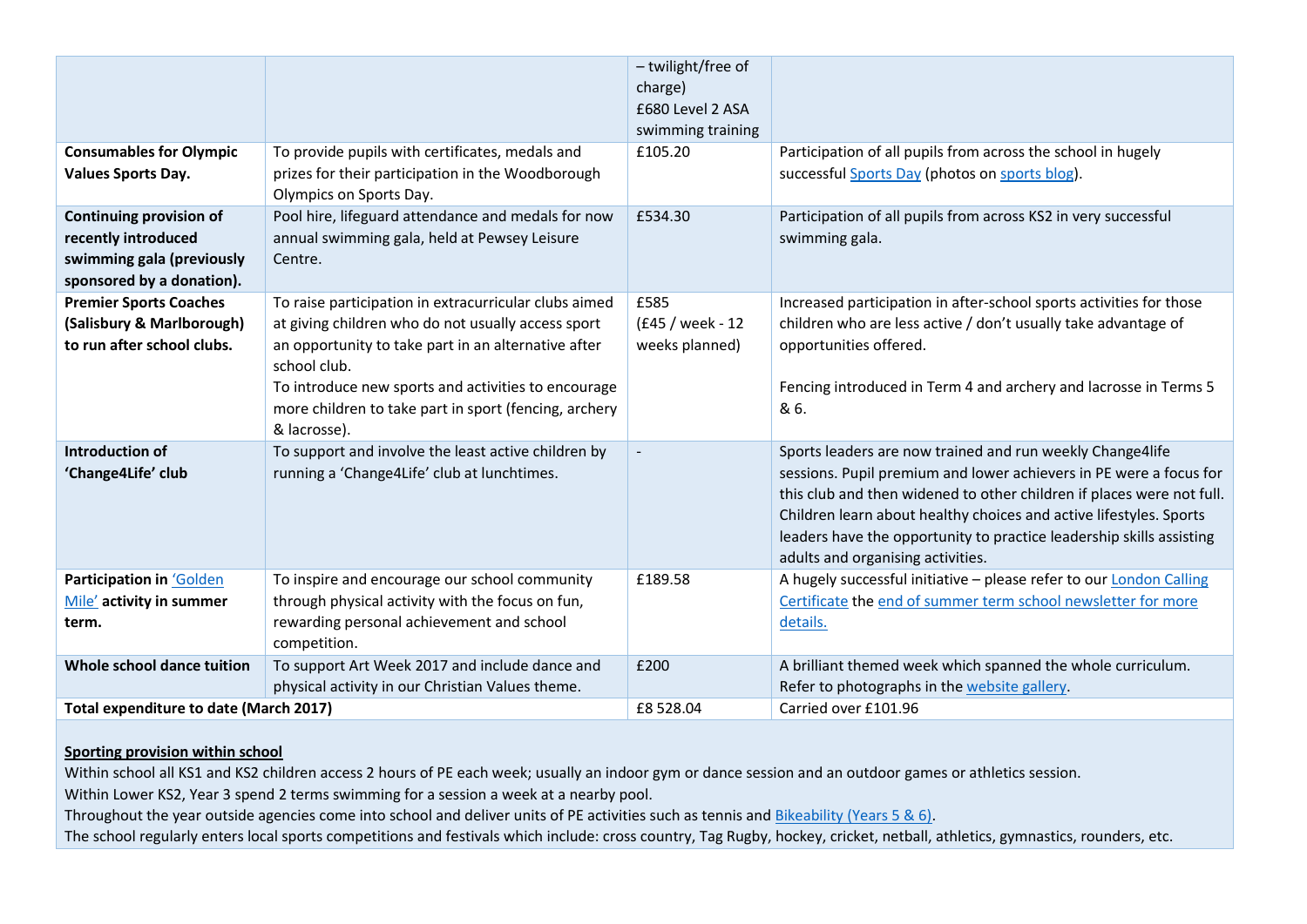| | | | |
|---|---|---|---|
| | | – twilight/free of charge)<br>£680 Level 2 ASA swimming training | |
| **Consumables for Olympic Values Sports Day.** | To provide pupils with certificates, medals and prizes for their participation in the Woodborough Olympics on Sports Day. | £105.20 | Participation of all pupils from across the school in hugely successful Sports Day (photos on sports blog). |
| **Continuing provision of recently introduced swimming gala (previously sponsored by a donation).** | Pool hire, lifeguard attendance and medals for now annual swimming gala, held at Pewsey Leisure Centre. | £534.30 | Participation of all pupils from across KS2 in very successful swimming gala. |
| **Premier Sports Coaches (Salisbury & Marlborough) to run after school clubs.** | To raise participation in extracurricular clubs aimed at giving children who do not usually access sport an opportunity to take part in an alternative after school club.<br>To introduce new sports and activities to encourage more children to take part in sport (fencing, archery & lacrosse). | £585<br>(£45 / week - 12 weeks planned) | Increased participation in after-school sports activities for those children who are less active / don't usually take advantage of opportunities offered.<br><br>Fencing introduced in Term 4 and archery and lacrosse in Terms 5 & 6. |
| **Introduction of 'Change4Life' club** | To support and involve the least active children by running a 'Change4Life' club at lunchtimes. | - | Sports leaders are now trained and run weekly Change4life sessions. Pupil premium and lower achievers in PE were a focus for this club and then widened to other children if places were not full. Children learn about healthy choices and active lifestyles. Sports leaders have the opportunity to practice leadership skills assisting adults and organising activities. |
| **Participation in 'Golden Mile' activity in summer term.** | To inspire and encourage our school community through physical activity with the focus on fun, rewarding personal achievement and school competition. | £189.58 | A hugely successful initiative – please refer to our London Calling Certificate the end of summer term school newsletter for more details. |
| **Whole school dance tuition** | To support Art Week 2017 and include dance and physical activity in our Christian Values theme. | £200 | A brilliant themed week which spanned the whole curriculum. Refer to photographs in the website gallery. |
| **Total expenditure to date (March 2017)** | | £8 528.04 | Carried over £101.96 |

**Sporting provision within school**

Within school all KS1 and KS2 children access 2 hours of PE each week; usually an indoor gym or dance session and an outdoor games or athletics session.
Within Lower KS2, Year 3 spend 2 terms swimming for a session a week at a nearby pool.
Throughout the year outside agencies come into school and deliver units of PE activities such as tennis and Bikeability (Years 5 & 6).
The school regularly enters local sports competitions and festivals which include: cross country, Tag Rugby, hockey, cricket, netball, athletics, gymnastics, rounders, etc.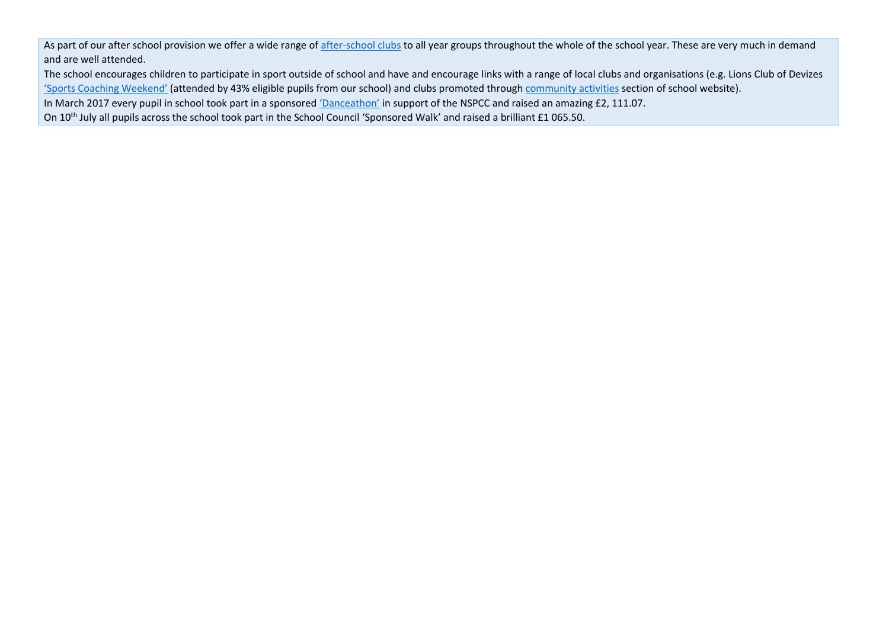As part of our after school provision we offer a wide range of after-school clubs to all year groups throughout the whole of the school year. These are very much in demand and are well attended.

The school encourages children to participate in sport outside of school and have and encourage links with a range of local clubs and organisations (e.g. Lions Club of Devizes 'Sports Coaching Weekend' (attended by 43% eligible pupils from our school) and clubs promoted through community activities section of school website).

In March 2017 every pupil in school took part in a sponsored 'Danceathon' in support of the NSPCC and raised an amazing £2, 111.07.

On 10th July all pupils across the school took part in the School Council 'Sponsored Walk' and raised a brilliant £1 065.50.